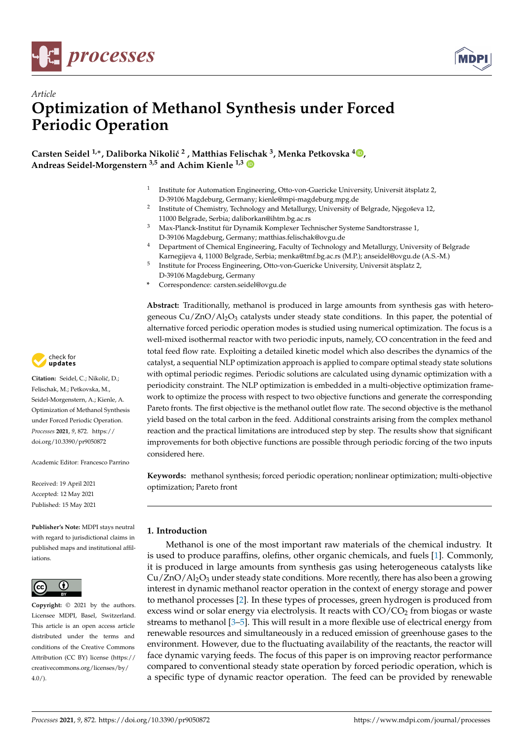*Article*

# Optimization of Methanol Synthesis under Forced Periodic Operation

**Carsten Seidel [1,*], Daliborka Nikolić [2], Matthias Felischak [3], Menka Petkovska [4], Andreas Seidel-Morgenstern [3,5] and Achim Kienle [1,3]**

1. Institute for Automation Engineering, Otto-von-Guericke University, Universit ätsplatz 2, D-39106 Magdeburg, Germany; kienle@mpi-magdeburg.mpg.de
2. Institute of Chemistry, Technology and Metallurgy, University of Belgrade, Njegoševa 12, 11000 Belgrade, Serbia; daliborkan@ihtm.bg.ac.rs
3. Max-Planck-Institut für Dynamik Komplexer Technischer Systeme Sandtorstrasse 1, D-39106 Magdeburg, Germany; matthias.felischak@ovgu.de
4. Department of Chemical Engineering, Faculty of Technology and Metallurgy, University of Belgrade Karnegijeva 4, 11000 Belgrade, Serbia; menka@tmf.bg.ac.rs (M.P.); anseidel@ovgu.de (A.S.-M.)
5. Institute for Process Engineering, Otto-von-Guericke University, Universit ätsplatz 2, D-39106 Magdeburg, Germany

\* Correspondence: carsten.seidel@ovgu.de

**Abstract:** Traditionally, methanol is produced in large amounts from synthesis gas with heterogeneous $Cu/ZnO/Al_2O_3$ catalysts under steady state conditions. In this paper, the potential of alternative forced periodic operation modes is studied using numerical optimization. The focus is a well-mixed isothermal reactor with two periodic inputs, namely, CO concentration in the feed and total feed flow rate. Exploiting a detailed kinetic model which also describes the dynamics of the catalyst, a sequential NLP optimization approach is applied to compare optimal steady state solutions with optimal periodic regimes. Periodic solutions are calculated using dynamic optimization with a periodicity constraint. The NLP optimization is embedded in a multi-objective optimization framework to optimize the process with respect to two objective functions and generate the corresponding Pareto fronts. The first objective is the methanol outlet flow rate. The second objective is the methanol yield based on the total carbon in the feed. Additional constraints arising from the complex methanol reaction and the practical limitations are introduced step by step. The results show that significant improvements for both objective functions are possible through periodic forcing of the two inputs considered here.

**Keywords:** methanol synthesis; forced periodic operation; nonlinear optimization; multi-objective optimization; Pareto front

**Citation:** Seidel, C.; Nikolić, D.; Felischak, M.; Petkovska, M.; Seidel-Morgenstern, A.; Kienle, A. Optimization of Methanol Synthesis under Forced Periodic Operation. *Processes* **2021**, *9*, 872. https://doi.org/10.3390/pr9050872

Academic Editor: Francesco Parrino

Received: 19 April 2021
Accepted: 12 May 2021
Published: 15 May 2021

**Publisher's Note:** MDPI stays neutral with regard to jurisdictional claims in published maps and institutional affiliations.

**Copyright:** © 2021 by the authors. Licensee MDPI, Basel, Switzerland. This article is an open access article distributed under the terms and conditions of the Creative Commons Attribution (CC BY) license (https://creativecommons.org/licenses/by/4.0/).

## 1. Introduction

Methanol is one of the most important raw materials of the chemical industry. It is used to produce paraffins, olefins, other organic chemicals, and fuels [1]. Commonly, it is produced in large amounts from synthesis gas using heterogeneous catalysts like $Cu/ZnO/Al_2O_3$ under steady state conditions. More recently, there has also been a growing interest in dynamic methanol reactor operation in the context of energy storage and power to methanol processes [2]. In these types of processes, green hydrogen is produced from excess wind or solar energy via electrolysis. It reacts with $CO/CO_2$ from biogas or waste streams to methanol [3–5]. This will result in a more flexible use of electrical energy from renewable resources and simultaneously in a reduced emission of greenhouse gases to the environment. However, due to the fluctuating availability of the reactants, the reactor will face dynamic varying feeds. The focus of this paper is on improving reactor performance compared to conventional steady state operation by forced periodic operation, which is a specific type of dynamic reactor operation. The feed can be provided by renewable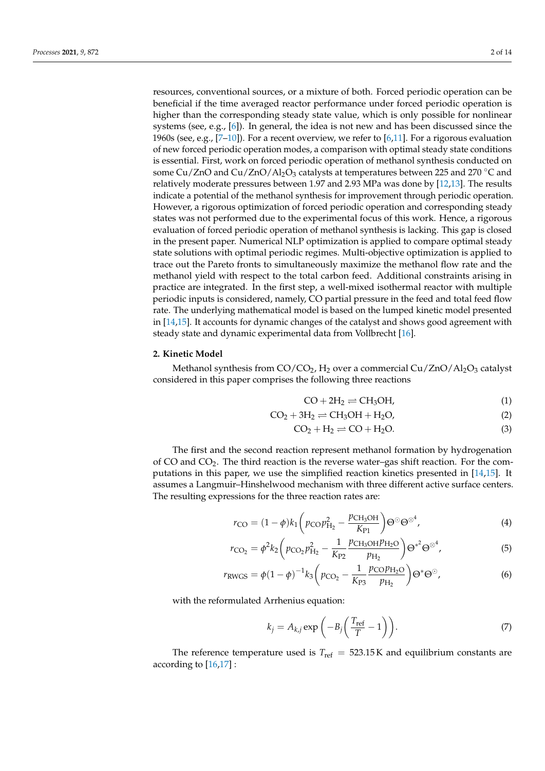resources, conventional sources, or a mixture of both. Forced periodic operation can be beneficial if the time averaged reactor performance under forced periodic operation is higher than the corresponding steady state value, which is only possible for nonlinear systems (see, e.g., [6]). In general, the idea is not new and has been discussed since the 1960s (see, e.g., [7–10]). For a recent overview, we refer to [6,11]. For a rigorous evaluation of new forced periodic operation modes, a comparison with optimal steady state conditions is essential. First, work on forced periodic operation of methanol synthesis conducted on some Cu/ZnO and Cu/ZnO/$Al_2O_3$ catalysts at temperatures between 225 and 270 °C and relatively moderate pressures between 1.97 and 2.93 MPa was done by [12,13]. The results indicate a potential of the methanol synthesis for improvement through periodic operation. However, a rigorous optimization of forced periodic operation and corresponding steady states was not performed due to the experimental focus of this work. Hence, a rigorous evaluation of forced periodic operation of methanol synthesis is lacking. This gap is closed in the present paper. Numerical NLP optimization is applied to compare optimal steady state solutions with optimal periodic regimes. Multi-objective optimization is applied to trace out the Pareto fronts to simultaneously maximize the methanol flow rate and the methanol yield with respect to the total carbon feed. Additional constraints arising in practice are integrated. In the first step, a well-mixed isothermal reactor with multiple periodic inputs is considered, namely, CO partial pressure in the feed and total feed flow rate. The underlying mathematical model is based on the lumped kinetic model presented in [14,15]. It accounts for dynamic changes of the catalyst and shows good agreement with steady state and dynamic experimental data from Vollbrecht [16].

## 2. Kinetic Model

Methanol synthesis from $CO/CO_2$, $H_2$ over a commercial Cu/ZnO/$Al_2O_3$ catalyst considered in this paper comprises the following three reactions

$$CO + 2H_2 \rightleftharpoons CH_3OH, \tag{1}$$

$$CO_2 + 3H_2 \rightleftharpoons CH_3OH + H_2O, \tag{2}$$

$$CO_2 + H_2 \rightleftharpoons CO + H_2O. \tag{3}$$

The first and the second reaction represent methanol formation by hydrogenation of CO and $CO_2$. The third reaction is the reverse water–gas shift reaction. For the computations in this paper, we use the simplified reaction kinetics presented in [14,15]. It assumes a Langmuir–Hinshelwood mechanism with three different active surface centers. The resulting expressions for the three reaction rates are:

$$r_{CO} = (1-\phi)k_1\left(p_{CO}p_{H_2}^2 - \frac{p_{CH_3OH}}{K_{P1}}\right)\Theta^{\odot}\Theta^{\otimes^4}, \tag{4}$$

$$r_{CO_2} = \phi^2 k_2\left(p_{CO_2}p_{H_2}^2 - \frac{1}{K_{P2}}\frac{p_{CH_3OH}p_{H_2O}}{p_{H_2}}\right)\Theta^{*^2}\Theta^{\otimes^4}, \tag{5}$$

$$r_{RWGS} = \phi(1-\phi)^{-1}k_3\left(p_{CO_2} - \frac{1}{K_{P3}}\frac{p_{CO}p_{H_2O}}{p_{H_2}}\right)\Theta^{*}\Theta^{\odot}, \tag{6}$$

with the reformulated Arrhenius equation:

$$k_j = A_{k,j}\exp\left(-B_j\left(\frac{T_{ref}}{T}-1\right)\right). \tag{7}$$

The reference temperature used is $T_{ref} = 523.15\,\text{K}$ and equilibrium constants are according to [16,17] :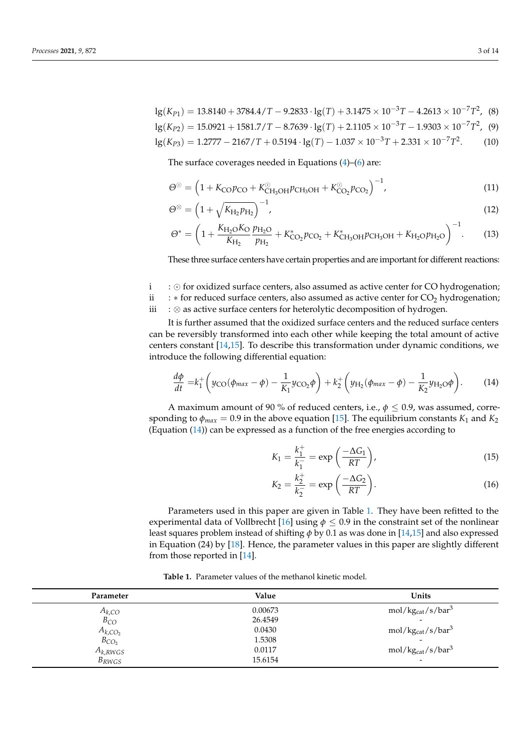$$\lg(K_{P1}) = 13.8140 + 3784.4/T - 9.2833 \cdot \lg(T) + 3.1475 \times 10^{-3}T - 4.2613 \times 10^{-7}T^2, \quad (8)$$

$$\lg(K_{P2}) = 15.0921 + 1581.7/T - 8.7639 \cdot \lg(T) + 2.1105 \times 10^{-3}T - 1.9303 \times 10^{-7}T^2, \quad (9)$$

$$\lg(K_{P3}) = 1.2777 - 2167/T + 0.5194 \cdot \lg(T) - 1.037 \times 10^{-3}T + 2.331 \times 10^{-7}T^2. \quad (10)$$

The surface coverages needed in Equations (4)–(6) are:

$$\Theta^{\odot} = \left(1 + K_{CO}p_{CO} + K^{\odot}_{CH_3OH}p_{CH_3OH} + K^{\odot}_{CO_2}p_{CO_2}\right)^{-1}, \quad (11)$$

$$\Theta^{\otimes} = \left(1 + \sqrt{K_{H_2}p_{H_2}}\right)^{-1}, \quad (12)$$

$$\Theta^{*} = \left(1 + \frac{K_{H_2O}K_O}{K_{H_2}}\frac{p_{H_2O}}{p_{H_2}} + K^{*}_{CO_2}p_{CO_2} + K^{*}_{CH_3OH}p_{CH_3OH} + K_{H_2O}p_{H_2O}\right)^{-1}. \quad (13)$$

These three surface centers have certain properties and are important for different reactions:

i : $\odot$ for oxidized surface centers, also assumed as active center for CO hydrogenation;
ii : $*$ for reduced surface centers, also assumed as active center for $CO_2$ hydrogenation;
iii : $\otimes$ as active surface centers for heterolytic decomposition of hydrogen.

It is further assumed that the oxidized surface centers and the reduced surface centers can be reversibly transformed into each other while keeping the total amount of active centers constant [14,15]. To describe this transformation under dynamic conditions, we introduce the following differential equation:

$$\frac{d\phi}{dt} = k_1^+\left(y_{CO}(\phi_{max} - \phi) - \frac{1}{K_1}y_{CO_2}\phi\right) + k_2^+\left(y_{H_2}(\phi_{max} - \phi) - \frac{1}{K_2}y_{H_2O}\phi\right). \quad (14)$$

A maximum amount of 90 % of reduced centers, i.e., $\phi \leq 0.9$, was assumed, corresponding to $\phi_{max} = 0.9$ in the above equation [15]. The equilibrium constants $K_1$ and $K_2$ (Equation (14)) can be expressed as a function of the free energies according to

$$K_1 = \frac{k_1^+}{k_1^-} = \exp\left(\frac{-\Delta G_1}{RT}\right), \quad (15)$$

$$K_2 = \frac{k_2^+}{k_2^-} = \exp\left(\frac{-\Delta G_2}{RT}\right). \quad (16)$$

Parameters used in this paper are given in Table 1. They have been refitted to the experimental data of Vollbrecht [16] using $\phi \leq 0.9$ in the constraint set of the nonlinear least squares problem instead of shifting $\phi$ by 0.1 as was done in [14,15] and also expressed in Equation (24) by [18]. Hence, the parameter values in this paper are slightly different from those reported in [14].

**Table 1.** Parameter values of the methanol kinetic model.

| Parameter | Value | Units |
|---|---|---|
| $A_{k,CO}$ | 0.00673 | $mol/kg_{cat}/s/bar^3$ |
| $B_{CO}$ | 26.4549 | - |
| $A_{k,CO_2}$ | 0.0430 | $mol/kg_{cat}/s/bar^3$ |
| $B_{CO_2}$ | 1.5308 | - |
| $A_{k,RWGS}$ | 0.0117 | $mol/kg_{cat}/s/bar^3$ |
| $B_{RWGS}$ | 15.6154 | - |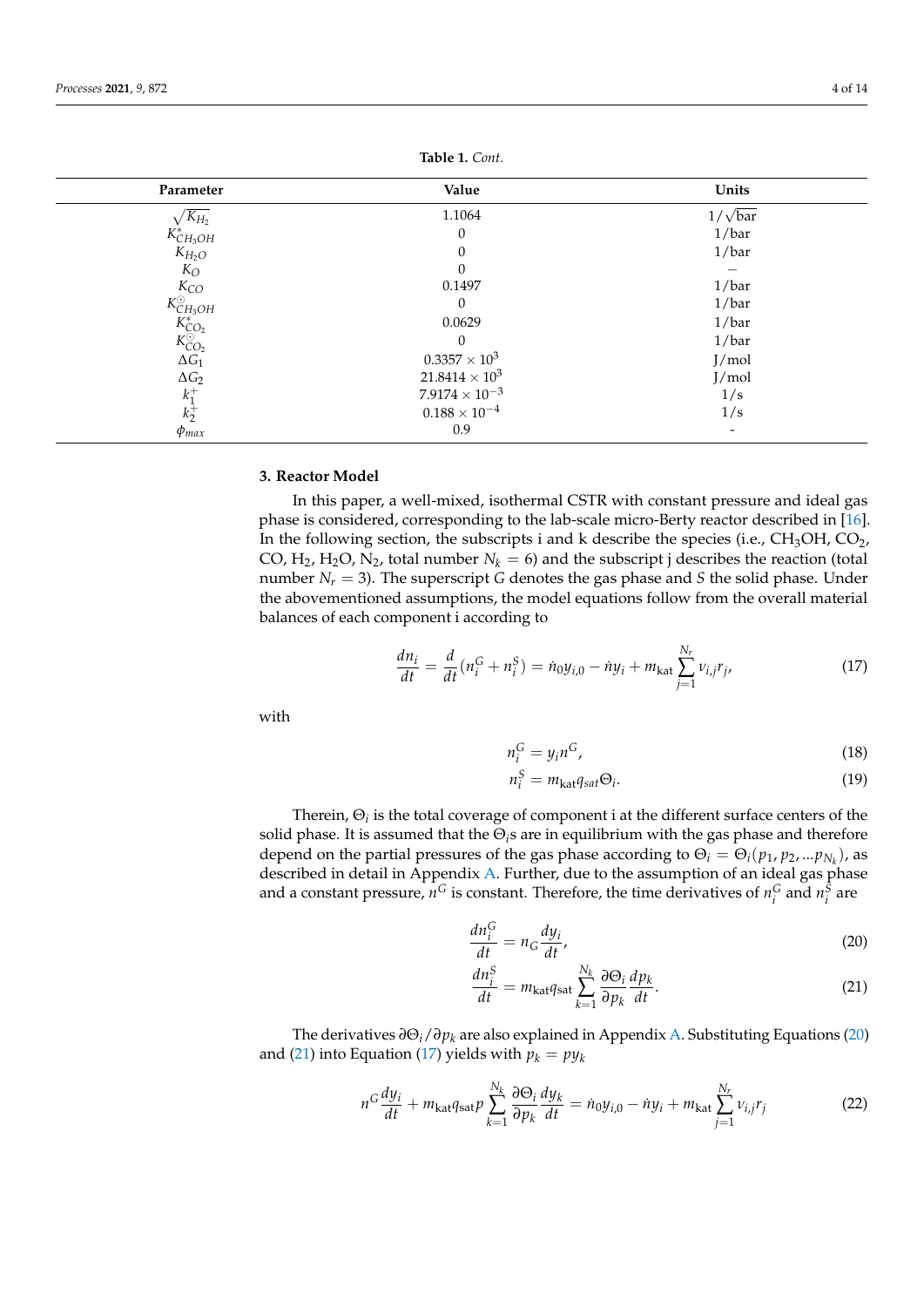**Table 1.** *Cont.*

| Parameter | Value | Units |
|---|---|---|
| $\sqrt{K_{H_2}}$ | 1.1064 | $1/\sqrt{\text{bar}}$ |
| $K^{*}_{CH_3OH}$ | 0 | 1/bar |
| $K_{H_2O}$ | 0 | 1/bar |
| $K_{O}$ | 0 | – |
| $K_{CO}$ | 0.1497 | 1/bar |
| $K^{\odot}_{CH_3OH}$ | 0 | 1/bar |
| $K^{*}_{CO_2}$ | 0.0629 | 1/bar |
| $K^{\odot}_{CO_2}$ | 0 | 1/bar |
| $\Delta G_1$ | $0.3357 \times 10^{3}$ | J/mol |
| $\Delta G_2$ | $21.8414 \times 10^{3}$ | J/mol |
| $k_1^{+}$ | $7.9174 \times 10^{-3}$ | 1/s |
| $k_2^{+}$ | $0.188 \times 10^{-4}$ | 1/s |
| $\phi_{max}$ | 0.9 | - |

## 3. Reactor Model

In this paper, a well-mixed, isothermal CSTR with constant pressure and ideal gas phase is considered, corresponding to the lab-scale micro-Berty reactor described in [16]. In the following section, the subscripts i and k describe the species (i.e., $CH_3OH$, $CO_2$, $CO$, $H_2$, $H_2O$, $N_2$, total number $N_k = 6$) and the subscript j describes the reaction (total number $N_r = 3$). The superscript $G$ denotes the gas phase and $S$ the solid phase. Under the abovementioned assumptions, the model equations follow from the overall material balances of each component i according to

$$\frac{dn_i}{dt} = \frac{d}{dt}(n_i^G + n_i^S) = \dot{n}_0 y_{i,0} - \dot{n} y_i + m_{\text{kat}} \sum_{j=1}^{N_r} \nu_{i,j} r_j, \tag{17}$$

with

$$n_i^G = y_i n^G, \tag{18}$$

$$n_i^S = m_{\text{kat}} q_{sat} \Theta_i. \tag{19}$$

Therein, $\Theta_i$ is the total coverage of component i at the different surface centers of the solid phase. It is assumed that the $\Theta_i$s are in equilibrium with the gas phase and therefore depend on the partial pressures of the gas phase according to $\Theta_i = \Theta_i(p_1, p_2, ...p_{N_k})$, as described in detail in Appendix A. Further, due to the assumption of an ideal gas phase and a constant pressure, $n^G$ is constant. Therefore, the time derivatives of $n_i^G$ and $n_i^S$ are

$$\frac{dn_i^G}{dt} = n_G \frac{dy_i}{dt}, \tag{20}$$

$$\frac{dn_i^S}{dt} = m_{\text{kat}} q_{\text{sat}} \sum_{k=1}^{N_k} \frac{\partial \Theta_i}{\partial p_k} \frac{dp_k}{dt}. \tag{21}$$

The derivatives $\partial\Theta_i/\partial p_k$ are also explained in Appendix A. Substituting Equations (20) and (21) into Equation (17) yields with $p_k = p y_k$

$$n^G \frac{dy_i}{dt} + m_{\text{kat}} q_{\text{sat}} p \sum_{k=1}^{N_k} \frac{\partial \Theta_i}{\partial p_k} \frac{dy_k}{dt} = \dot{n}_0 y_{i,0} - \dot{n} y_i + m_{\text{kat}} \sum_{j=1}^{N_r} \nu_{i,j} r_j \tag{22}$$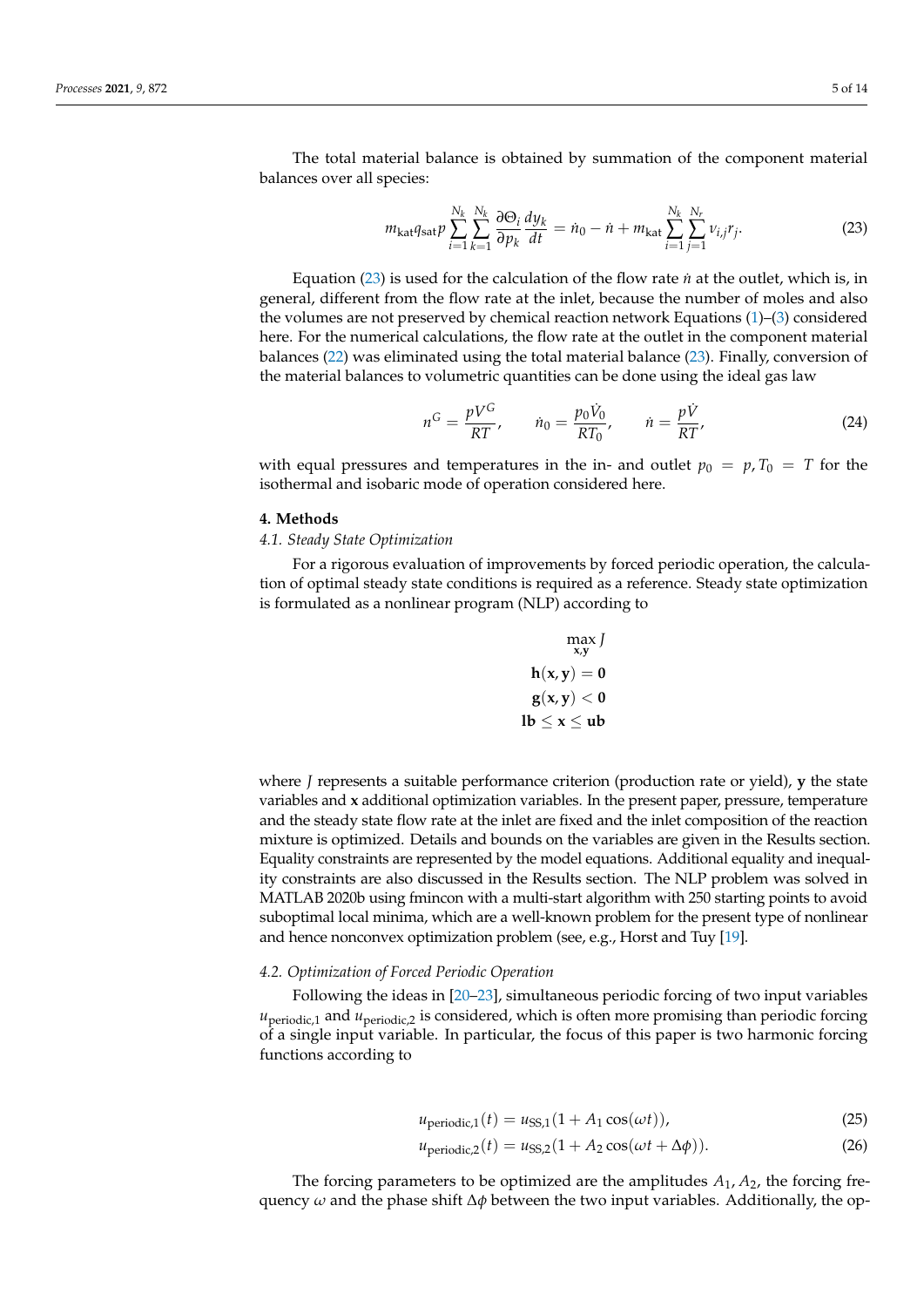The total material balance is obtained by summation of the component material balances over all species:

$$m_{\text{kat}} q_{\text{sat}} p \sum_{i=1}^{N_k} \sum_{k=1}^{N_k} \frac{\partial \Theta_i}{\partial p_k} \frac{dy_k}{dt} = \dot{n}_0 - \dot{n} + m_{\text{kat}} \sum_{i=1}^{N_k} \sum_{j=1}^{N_r} \nu_{i,j} r_j. \tag{23}$$

Equation (23) is used for the calculation of the flow rate $\dot{n}$ at the outlet, which is, in general, different from the flow rate at the inlet, because the number of moles and also the volumes are not preserved by chemical reaction network Equations (1)–(3) considered here. For the numerical calculations, the flow rate at the outlet in the component material balances (22) was eliminated using the total material balance (23). Finally, conversion of the material balances to volumetric quantities can be done using the ideal gas law

$$n^G = \frac{pV^G}{RT}, \qquad \dot{n}_0 = \frac{p_0 \dot{V}_0}{RT_0}, \qquad \dot{n} = \frac{p\dot{V}}{RT}, \tag{24}$$

with equal pressures and temperatures in the in- and outlet $p_0 = p, T_0 = T$ for the isothermal and isobaric mode of operation considered here.

## 4. Methods

### 4.1. Steady State Optimization

For a rigorous evaluation of improvements by forced periodic operation, the calculation of optimal steady state conditions is required as a reference. Steady state optimization is formulated as a nonlinear program (NLP) according to

$$\begin{aligned}
\max_{\mathbf{x},\mathbf{y}} J \\
\mathbf{h}(\mathbf{x},\mathbf{y}) = \mathbf{0} \\
\mathbf{g}(\mathbf{x},\mathbf{y}) < \mathbf{0} \\
\mathbf{lb} \leq \mathbf{x} \leq \mathbf{ub}
\end{aligned}$$

where $J$ represents a suitable performance criterion (production rate or yield), $\mathbf{y}$ the state variables and $\mathbf{x}$ additional optimization variables. In the present paper, pressure, temperature and the steady state flow rate at the inlet are fixed and the inlet composition of the reaction mixture is optimized. Details and bounds on the variables are given in the Results section. Equality constraints are represented by the model equations. Additional equality and inequality constraints are also discussed in the Results section. The NLP problem was solved in MATLAB 2020b using fmincon with a multi-start algorithm with 250 starting points to avoid suboptimal local minima, which are a well-known problem for the present type of nonlinear and hence nonconvex optimization problem (see, e.g., Horst and Tuy [19].

### 4.2. Optimization of Forced Periodic Operation

Following the ideas in [20–23], simultaneous periodic forcing of two input variables $u_{\text{periodic},1}$ and $u_{\text{periodic},2}$ is considered, which is often more promising than periodic forcing of a single input variable. In particular, the focus of this paper is two harmonic forcing functions according to

$$u_{\text{periodic},1}(t) = u_{\text{SS},1}(1 + A_1 \cos(\omega t)), \tag{25}$$

$$u_{\text{periodic},2}(t) = u_{\text{SS},2}(1 + A_2 \cos(\omega t + \Delta\phi)). \tag{26}$$

The forcing parameters to be optimized are the amplitudes $A_1, A_2$, the forcing frequency $\omega$ and the phase shift $\Delta\phi$ between the two input variables. Additionally, the op-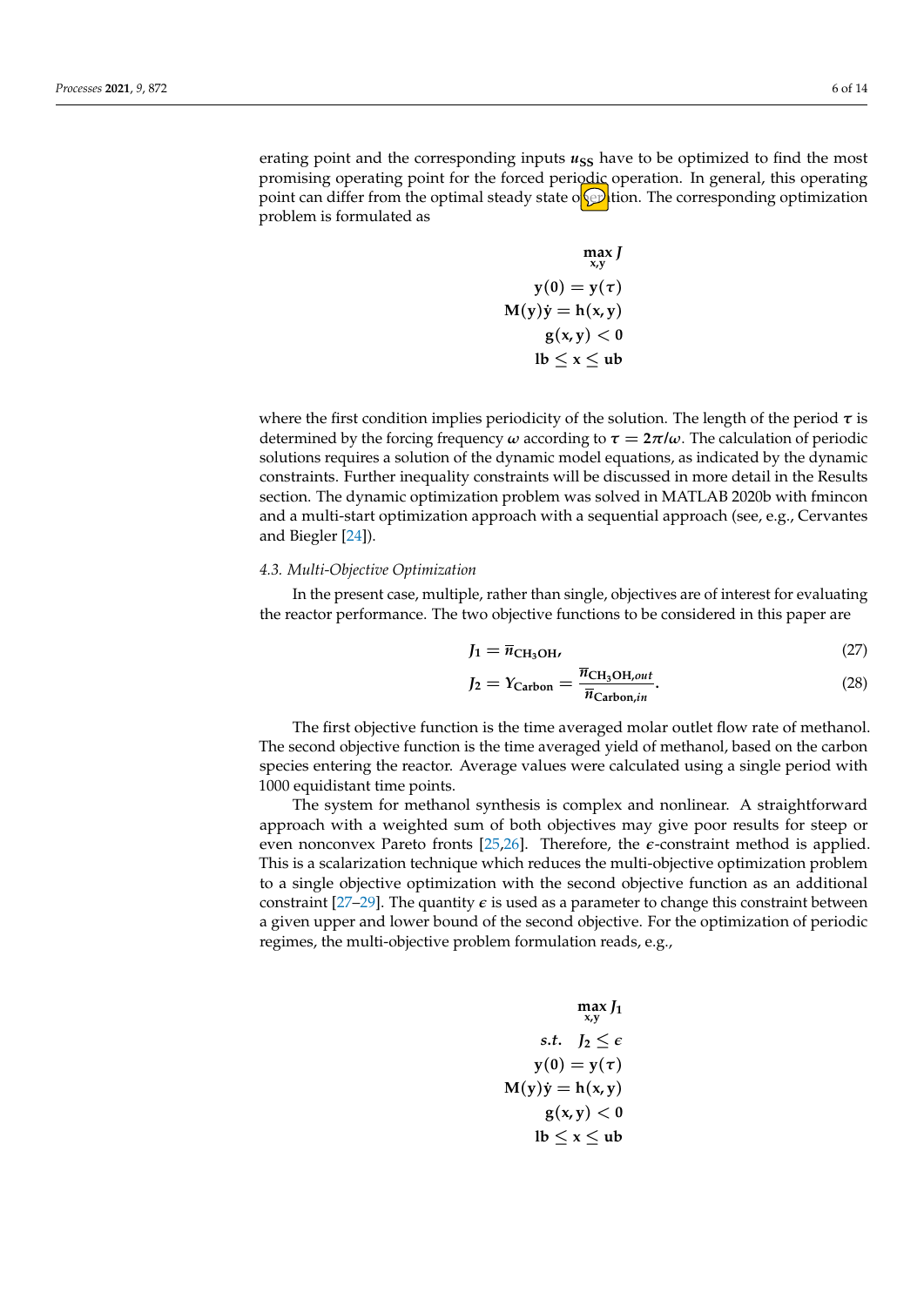erating point and the corresponding inputs $u_{SS}$ have to be optimized to find the most promising operating point for the forced periodic operation. In general, this operating point can differ from the optimal steady state operation. The corresponding optimization problem is formulated as

$$\begin{aligned} \max_{\mathbf{x},\mathbf{y}} \, & J \\ \mathbf{y}(0) &= \mathbf{y}(\tau) \\ \mathbf{M}(\mathbf{y})\dot{\mathbf{y}} &= \mathbf{h}(\mathbf{x},\mathbf{y}) \\ \mathbf{g}(\mathbf{x},\mathbf{y}) &< \mathbf{0} \\ \mathbf{lb} \leq \mathbf{x} &\leq \mathbf{ub} \end{aligned}$$

where the first condition implies periodicity of the solution. The length of the period $\tau$ is determined by the forcing frequency $\omega$ according to $\tau = 2\pi/\omega$. The calculation of periodic solutions requires a solution of the dynamic model equations, as indicated by the dynamic constraints. Further inequality constraints will be discussed in more detail in the Results section. The dynamic optimization problem was solved in MATLAB 2020b with fmincon and a multi-start optimization approach with a sequential approach (see, e.g., Cervantes and Biegler [24]).

### 4.3. Multi-Objective Optimization

In the present case, multiple, rather than single, objectives are of interest for evaluating the reactor performance. The two objective functions to be considered in this paper are

$$J_1 = \overline{n}_{CH_3OH}, \tag{27}$$

$$J_2 = Y_{Carbon} = \frac{\overline{n}_{CH_3OH,out}}{\overline{n}_{Carbon,in}}. \tag{28}$$

The first objective function is the time averaged molar outlet flow rate of methanol. The second objective function is the time averaged yield of methanol, based on the carbon species entering the reactor. Average values were calculated using a single period with 1000 equidistant time points.

The system for methanol synthesis is complex and nonlinear. A straightforward approach with a weighted sum of both objectives may give poor results for steep or even nonconvex Pareto fronts [25,26]. Therefore, the $\epsilon$-constraint method is applied. This is a scalarization technique which reduces the multi-objective optimization problem to a single objective optimization with the second objective function as an additional constraint [27–29]. The quantity $\epsilon$ is used as a parameter to change this constraint between a given upper and lower bound of the second objective. For the optimization of periodic regimes, the multi-objective problem formulation reads, e.g.,

$$\begin{aligned} \max_{\mathbf{x},\mathbf{y}} \, & J_1 \\ s.t. \quad J_2 &\leq \epsilon \\ \mathbf{y}(0) &= \mathbf{y}(\tau) \\ \mathbf{M}(\mathbf{y})\dot{\mathbf{y}} &= \mathbf{h}(\mathbf{x},\mathbf{y}) \\ \mathbf{g}(\mathbf{x},\mathbf{y}) &< \mathbf{0} \\ \mathbf{lb} \leq \mathbf{x} &\leq \mathbf{ub} \end{aligned}$$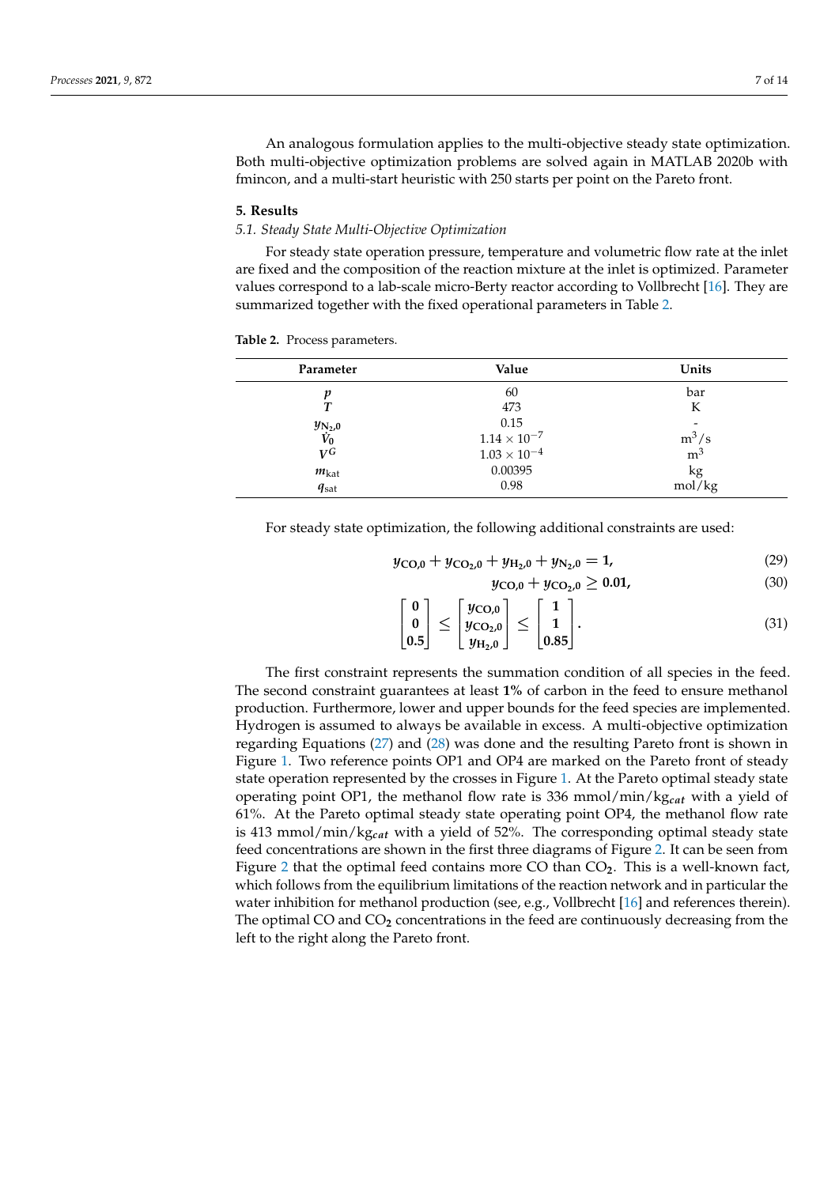An analogous formulation applies to the multi-objective steady state optimization. Both multi-objective optimization problems are solved again in MATLAB 2020b with fmincon, and a multi-start heuristic with 250 starts per point on the Pareto front.

## 5. Results

### *5.1. Steady State Multi-Objective Optimization*

For steady state operation pressure, temperature and volumetric flow rate at the inlet are fixed and the composition of the reaction mixture at the inlet is optimized. Parameter values correspond to a lab-scale micro-Berty reactor according to Vollbrecht [16]. They are summarized together with the fixed operational parameters in Table 2.

**Table 2.** Process parameters.

| Parameter | Value | Units |
|---|---|---|
| $p$ | 60 | bar |
| $T$ | 473 | K |
| $y_{N_2,0}$ | 0.15 | - |
| $\dot{V}_0$ | $1.14 \times 10^{-7}$ | $m^3/s$ |
| $V^G$ | $1.03 \times 10^{-4}$ | $m^3$ |
| $m_{kat}$ | 0.00395 | kg |
| $q_{sat}$ | 0.98 | mol/kg |

For steady state optimization, the following additional constraints are used:

$$y_{CO,0} + y_{CO_2,0} + y_{H_2,0} + y_{N_2,0} = \mathbf{1}, \tag{29}$$

$$y_{CO,0} + y_{CO_2,0} \geq \mathbf{0.01}, \tag{30}$$

$$\begin{bmatrix} \mathbf{0} \\ \mathbf{0} \\ \mathbf{0.5} \end{bmatrix} \leq \begin{bmatrix} y_{CO,0} \\ y_{CO_2,0} \\ y_{H_2,0} \end{bmatrix} \leq \begin{bmatrix} \mathbf{1} \\ \mathbf{1} \\ \mathbf{0.85} \end{bmatrix}. \tag{31}$$

The first constraint represents the summation condition of all species in the feed. The second constraint guarantees at least **1%** of carbon in the feed to ensure methanol production. Furthermore, lower and upper bounds for the feed species are implemented. Hydrogen is assumed to always be available in excess. A multi-objective optimization regarding Equations (27) and (28) was done and the resulting Pareto front is shown in Figure 1. Two reference points OP1 and OP4 are marked on the Pareto front of steady state operation represented by the crosses in Figure 1. At the Pareto optimal steady state operating point OP1, the methanol flow rate is 336 mmol/min/$kg_{cat}$ with a yield of 61%. At the Pareto optimal steady state operating point OP4, the methanol flow rate is 413 mmol/min/$kg_{cat}$ with a yield of 52%. The corresponding optimal steady state feed concentrations are shown in the first three diagrams of Figure 2. It can be seen from Figure 2 that the optimal feed contains more CO than $CO_2$. This is a well-known fact, which follows from the equilibrium limitations of the reaction network and in particular the water inhibition for methanol production (see, e.g., Vollbrecht [16] and references therein). The optimal CO and $CO_2$ concentrations in the feed are continuously decreasing from the left to the right along the Pareto front.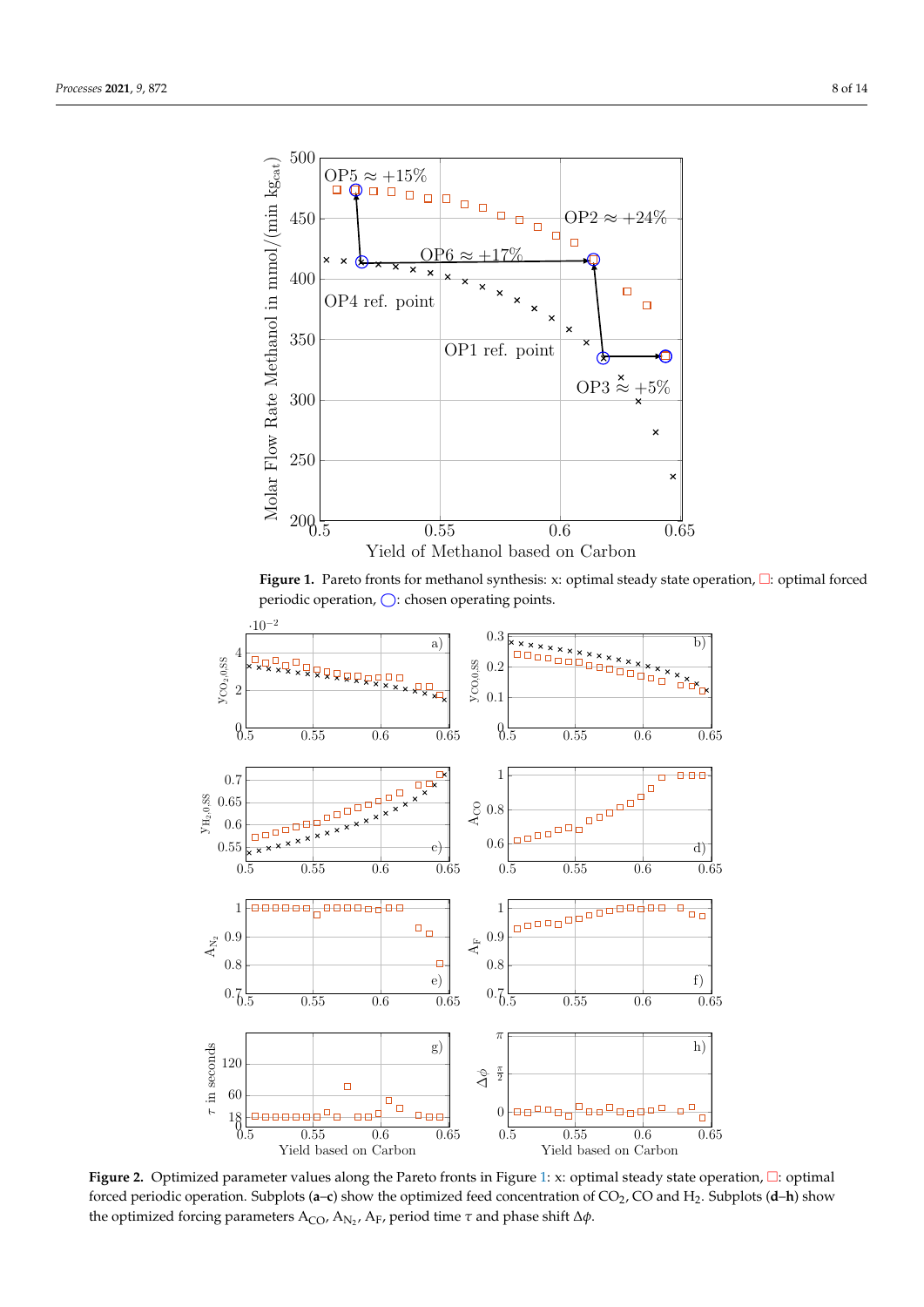**Figure 1.** Pareto fronts for methanol synthesis: x: optimal steady state operation, □: optimal forced periodic operation, ◯: chosen operating points.

**Figure 2.** Optimized parameter values along the Pareto fronts in Figure 1: x: optimal steady state operation, □: optimal forced periodic operation. Subplots (**a**–**c**) show the optimized feed concentration of $CO_2$, CO and $H_2$. Subplots (**d**–**h**) show the optimized forcing parameters $A_{CO}$, $A_{N_2}$, $A_F$, period time $\tau$ and phase shift $\Delta\phi$.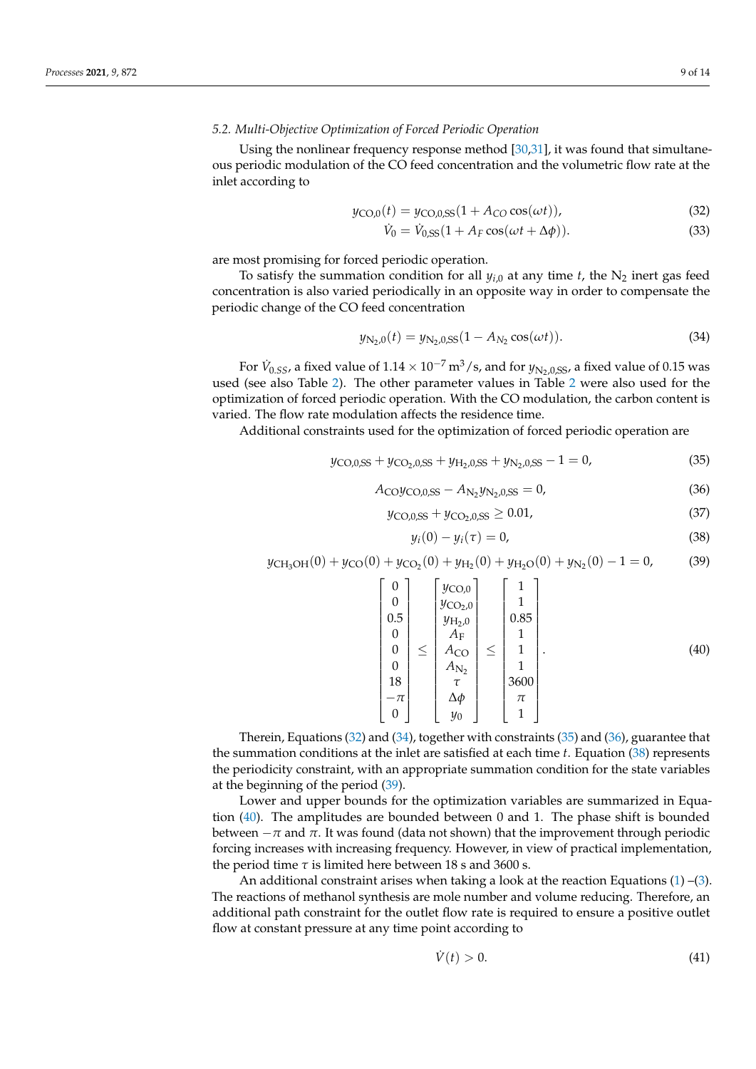### 5.2. Multi-Objective Optimization of Forced Periodic Operation

Using the nonlinear frequency response method [30,31], it was found that simultaneous periodic modulation of the CO feed concentration and the volumetric flow rate at the inlet according to

$$y_{\mathrm{CO},0}(t) = y_{\mathrm{CO},0,\mathrm{SS}}(1 + A_{CO}\cos(\omega t)), \tag{32}$$

$$\dot{V}_0 = \dot{V}_{0,\mathrm{SS}}(1 + A_F\cos(\omega t + \Delta\phi)). \tag{33}$$

are most promising for forced periodic operation.

To satisfy the summation condition for all $y_{i,0}$ at any time $t$, the $N_2$ inert gas feed concentration is also varied periodically in an opposite way in order to compensate the periodic change of the CO feed concentration

$$y_{\mathrm{N}_2,0}(t) = y_{\mathrm{N}_2,0,\mathrm{SS}}(1 - A_{\mathrm{N}_2}\cos(\omega t)). \tag{34}$$

For $\dot{V}_{0,SS}$, a fixed value of $1.14 \times 10^{-7}\,\mathrm{m^3/s}$, and for $y_{\mathrm{N}_2,0,\mathrm{SS}}$, a fixed value of 0.15 was used (see also Table 2). The other parameter values in Table 2 were also used for the optimization of forced periodic operation. With the CO modulation, the carbon content is varied. The flow rate modulation affects the residence time.

Additional constraints used for the optimization of forced periodic operation are

$$y_{\mathrm{CO},0,\mathrm{SS}} + y_{\mathrm{CO}_2,0,\mathrm{SS}} + y_{\mathrm{H}_2,0,\mathrm{SS}} + y_{\mathrm{N}_2,0,\mathrm{SS}} - 1 = 0, \tag{35}$$

$$A_{\mathrm{CO}}y_{\mathrm{CO},0,\mathrm{SS}} - A_{\mathrm{N}_2}y_{\mathrm{N}_2,0,\mathrm{SS}} = 0, \tag{36}$$

$$y_{\mathrm{CO},0,\mathrm{SS}} + y_{\mathrm{CO}_2,0,\mathrm{SS}} \geq 0.01, \tag{37}$$

$$y_i(0) - y_i(\tau) = 0, \tag{38}$$

$$y_{\mathrm{CH_3OH}}(0) + y_{\mathrm{CO}}(0) + y_{\mathrm{CO}_2}(0) + y_{\mathrm{H}_2}(0) + y_{\mathrm{H_2O}}(0) + y_{\mathrm{N}_2}(0) - 1 = 0, \tag{39}$$

$$\begin{bmatrix} 0 \\ 0 \\ 0.5 \\ 0 \\ 0 \\ 0 \\ 18 \\ -\pi \\ 0 \end{bmatrix} \leq \begin{bmatrix} y_{\mathrm{CO},0} \\ y_{\mathrm{CO}_2,0} \\ y_{\mathrm{H}_2,0} \\ A_{\mathrm{F}} \\ A_{\mathrm{CO}} \\ A_{\mathrm{N}_2} \\ \tau \\ \Delta\phi \\ y_0 \end{bmatrix} \leq \begin{bmatrix} 1 \\ 1 \\ 0.85 \\ 1 \\ 1 \\ 1 \\ 3600 \\ \pi \\ 1 \end{bmatrix}. \tag{40}$$

Therein, Equations (32) and (34), together with constraints (35) and (36), guarantee that the summation conditions at the inlet are satisfied at each time $t$. Equation (38) represents the periodicity constraint, with an appropriate summation condition for the state variables at the beginning of the period (39).

Lower and upper bounds for the optimization variables are summarized in Equation (40). The amplitudes are bounded between 0 and 1. The phase shift is bounded between $-\pi$ and $\pi$. It was found (data not shown) that the improvement through periodic forcing increases with increasing frequency. However, in view of practical implementation, the period time $\tau$ is limited here between 18 s and 3600 s.

An additional constraint arises when taking a look at the reaction Equations (1)–(3). The reactions of methanol synthesis are mole number and volume reducing. Therefore, an additional path constraint for the outlet flow rate is required to ensure a positive outlet flow at constant pressure at any time point according to

$$\dot{V}(t) > 0. \tag{41}$$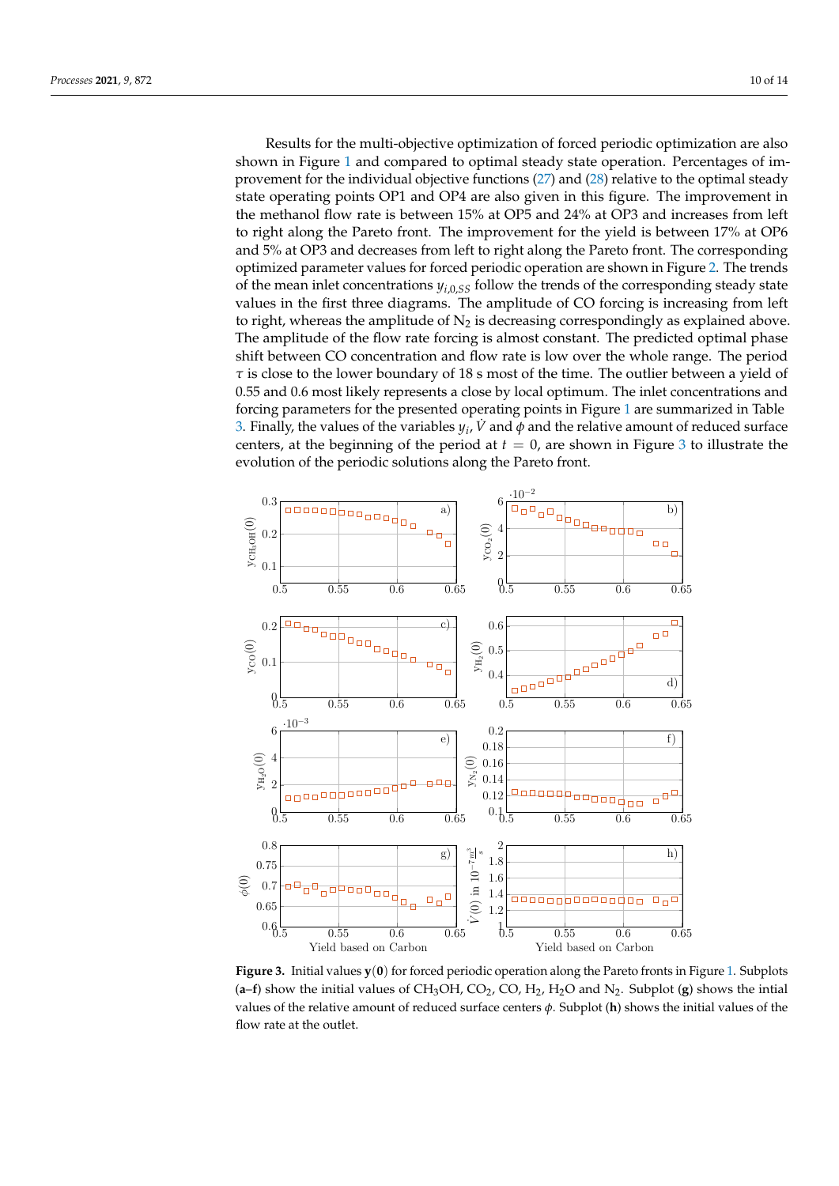Results for the multi-objective optimization of forced periodic optimization are also shown in Figure 1 and compared to optimal steady state operation. Percentages of improvement for the individual objective functions (27) and (28) relative to the optimal steady state operating points OP1 and OP4 are also given in this figure. The improvement in the methanol flow rate is between 15% at OP5 and 24% at OP3 and increases from left to right along the Pareto front. The improvement for the yield is between 17% at OP6 and 5% at OP3 and decreases from left to right along the Pareto front. The corresponding optimized parameter values for forced periodic operation are shown in Figure 2. The trends of the mean inlet concentrations $y_{i,0,SS}$ follow the trends of the corresponding steady state values in the first three diagrams. The amplitude of CO forcing is increasing from left to right, whereas the amplitude of $N_2$ is decreasing correspondingly as explained above. The amplitude of the flow rate forcing is almost constant. The predicted optimal phase shift between CO concentration and flow rate is low over the whole range. The period $\tau$ is close to the lower boundary of 18 s most of the time. The outlier between a yield of 0.55 and 0.6 most likely represents a close by local optimum. The inlet concentrations and forcing parameters for the presented operating points in Figure 1 are summarized in Table 3. Finally, the values of the variables $y_i$, $\dot{V}$ and $\phi$ and the relative amount of reduced surface centers, at the beginning of the period at $t = 0$, are shown in Figure 3 to illustrate the evolution of the periodic solutions along the Pareto front.

**Figure 3.** Initial values $\mathbf{y}(\mathbf{0})$ for forced periodic operation along the Pareto fronts in Figure 1. Subplots (**a**–**f**) show the initial values of $CH_3OH$, $CO_2$, $CO$, $H_2$, $H_2O$ and $N_2$. Subplot (**g**) shows the intial values of the relative amount of reduced surface centers $\phi$. Subplot (**h**) shows the initial values of the flow rate at the outlet.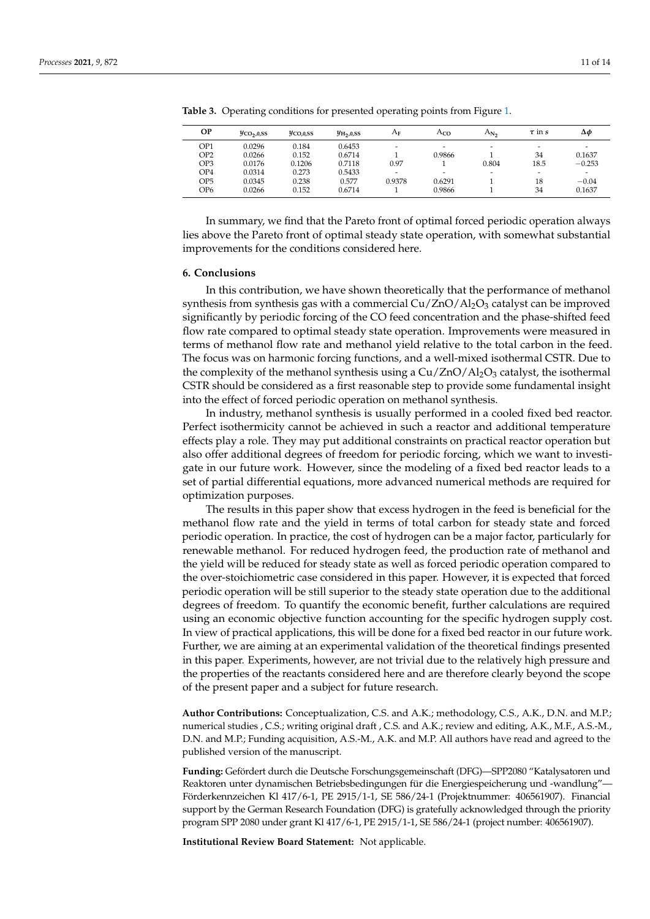**Table 3.** Operating conditions for presented operating points from Figure 1.

| OP | $y_{CO_2,0,SS}$ | $y_{CO,0,SS}$ | $y_{H_2,0,SS}$ | $A_F$ | $A_{CO}$ | $A_{N_2}$ | $\tau$ in s | $\Delta\phi$ |
|---|---|---|---|---|---|---|---|---|
| OP1 | 0.0296 | 0.184 | 0.6453 | - | - | - | - | - |
| OP2 | 0.0266 | 0.152 | 0.6714 | 1 | 0.9866 | 1 | 34 | 0.1637 |
| OP3 | 0.0176 | 0.1206 | 0.7118 | 0.97 | 1 | 0.804 | 18.5 | −0.253 |
| OP4 | 0.0314 | 0.273 | 0.5433 | - | - | - | - | - |
| OP5 | 0.0345 | 0.238 | 0.577 | 0.9378 | 0.6291 | 1 | 18 | −0.04 |
| OP6 | 0.0266 | 0.152 | 0.6714 | 1 | 0.9866 | 1 | 34 | 0.1637 |

In summary, we find that the Pareto front of optimal forced periodic operation always lies above the Pareto front of optimal steady state operation, with somewhat substantial improvements for the conditions considered here.

## 6. Conclusions

In this contribution, we have shown theoretically that the performance of methanol synthesis from synthesis gas with a commercial $Cu/ZnO/Al_2O_3$ catalyst can be improved significantly by periodic forcing of the CO feed concentration and the phase-shifted feed flow rate compared to optimal steady state operation. Improvements were measured in terms of methanol flow rate and methanol yield relative to the total carbon in the feed. The focus was on harmonic forcing functions, and a well-mixed isothermal CSTR. Due to the complexity of the methanol synthesis using a $Cu/ZnO/Al_2O_3$ catalyst, the isothermal CSTR should be considered as a first reasonable step to provide some fundamental insight into the effect of forced periodic operation on methanol synthesis.

In industry, methanol synthesis is usually performed in a cooled fixed bed reactor. Perfect isothermicity cannot be achieved in such a reactor and additional temperature effects play a role. They may put additional constraints on practical reactor operation but also offer additional degrees of freedom for periodic forcing, which we want to investigate in our future work. However, since the modeling of a fixed bed reactor leads to a set of partial differential equations, more advanced numerical methods are required for optimization purposes.

The results in this paper show that excess hydrogen in the feed is beneficial for the methanol flow rate and the yield in terms of total carbon for steady state and forced periodic operation. In practice, the cost of hydrogen can be a major factor, particularly for renewable methanol. For reduced hydrogen feed, the production rate of methanol and the yield will be reduced for steady state as well as forced periodic operation compared to the over-stoichiometric case considered in this paper. However, it is expected that forced periodic operation will be still superior to the steady state operation due to the additional degrees of freedom. To quantify the economic benefit, further calculations are required using an economic objective function accounting for the specific hydrogen supply cost. In view of practical applications, this will be done for a fixed bed reactor in our future work. Further, we are aiming at an experimental validation of the theoretical findings presented in this paper. Experiments, however, are not trivial due to the relatively high pressure and the properties of the reactants considered here and are therefore clearly beyond the scope of the present paper and a subject for future research.

**Author Contributions:** Conceptualization, C.S. and A.K.; methodology, C.S., A.K., D.N. and M.P.; numerical studies , C.S.; writing original draft , C.S. and A.K.; review and editing, A.K., M.F., A.S.-M., D.N. and M.P.; Funding acquisition, A.S.-M., A.K. and M.P. All authors have read and agreed to the published version of the manuscript.

**Funding:** Gefördert durch die Deutsche Forschungsgemeinschaft (DFG)—SPP2080 "Katalysatoren und Reaktoren unter dynamischen Betriebsbedingungen für die Energiespeicherung und -wandlung"—Förderkennzeichen Kl 417/6-1, PE 2915/1-1, SE 586/24-1 (Projektnummer: 406561907). Financial support by the German Research Foundation (DFG) is gratefully acknowledged through the priority program SPP 2080 under grant Kl 417/6-1, PE 2915/1-1, SE 586/24-1 (project number: 406561907).

**Institutional Review Board Statement:** Not applicable.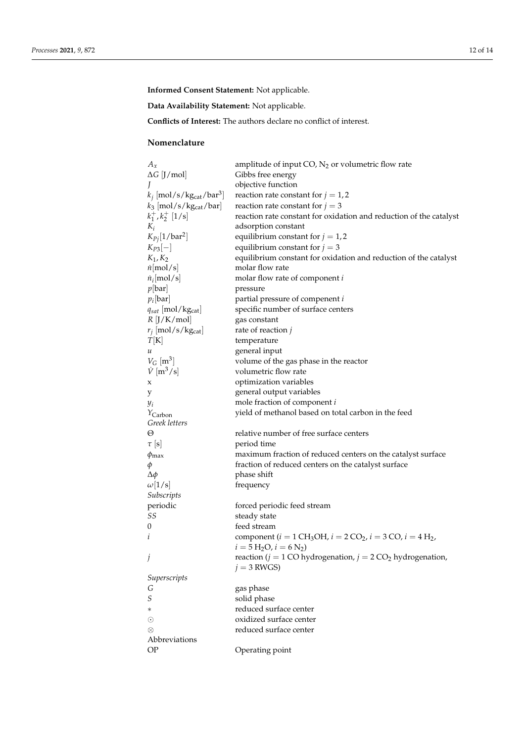**Informed Consent Statement:** Not applicable.

**Data Availability Statement:** Not applicable.

**Conflicts of Interest:** The authors declare no conflict of interest.

## Nomenclature

| | |
|---|---|
| $A_x$ | amplitude of input CO, $N_2$ or volumetric flow rate |
| $\Delta G$ [J/mol] | Gibbs free energy |
| $J$ | objective function |
| $k_j$ [mol/s/kg$_{\text{cat}}$/bar$^3$] | reaction rate constant for $j = 1, 2$ |
| $k_3$ [mol/s/kg$_{\text{cat}}$/bar] | reaction rate constant for $j = 3$ |
| $k_1^+, k_2^+$ [1/s] | reaction rate constant for oxidation and reduction of the catalyst |
| $K_i$ | adsorption constant |
| $K_{Pj}$[1/bar$^2$] | equilibrium constant for $j = 1, 2$ |
| $K_{P3}$[−] | equilibrium constant for $j = 3$ |
| $K_1, K_2$ | equilibrium constant for oxidation and reduction of the catalyst |
| $\dot{n}$[mol/s] | molar flow rate |
| $\dot{n}_i$[mol/s] | molar flow rate of component $i$ |
| $p$[bar] | pressure |
| $p_i$[bar] | partial pressure of compenent $i$ |
| $q_{sat}$ [mol/kg$_{\text{cat}}$] | specific number of surface centers |
| $R$ [J/K/mol] | gas constant |
| $r_j$ [mol/s/kg$_{\text{cat}}$] | rate of reaction $j$ |
| $T$[K] | temperature |
| $u$ | general input |
| $V_G$ [m$^3$] | volume of the gas phase in the reactor |
| $\dot{V}$ [m$^3$/s] | volumetric flow rate |
| x | optimization variables |
| y | general output variables |
| $y_i$ | mole fraction of component $i$ |
| $Y_{\text{Carbon}}$ | yield of methanol based on total carbon in the feed |
| *Greek letters* | |
| $\Theta$ | relative number of free surface centers |
| $\tau$ [s] | period time |
| $\phi_{\max}$ | maximum fraction of reduced centers on the catalyst surface |
| $\phi$ | fraction of reduced centers on the catalyst surface |
| $\Delta\phi$ | phase shift |
| $\omega$[1/s] | frequency |
| *Subscripts* | |
| periodic | forced periodic feed stream |
| $SS$ | steady state |
| 0 | feed stream |
| $i$ | component ($i = 1$ $CH_3OH$, $i = 2$ $CO_2$, $i = 3$ CO, $i = 4$ $H_2$, $i = 5$ $H_2O$, $i = 6$ $N_2$) |
| $j$ | reaction ($j = 1$ CO hydrogenation, $j = 2$ $CO_2$ hydrogenation, $j = 3$ RWGS) |
| *Superscripts* | |
| $G$ | gas phase |
| $S$ | solid phase |
| $*$ | reduced surface center |
| $\odot$ | oxidized surface center |
| $\otimes$ | reduced surface center |
| Abbreviations | |
| OP | Operating point |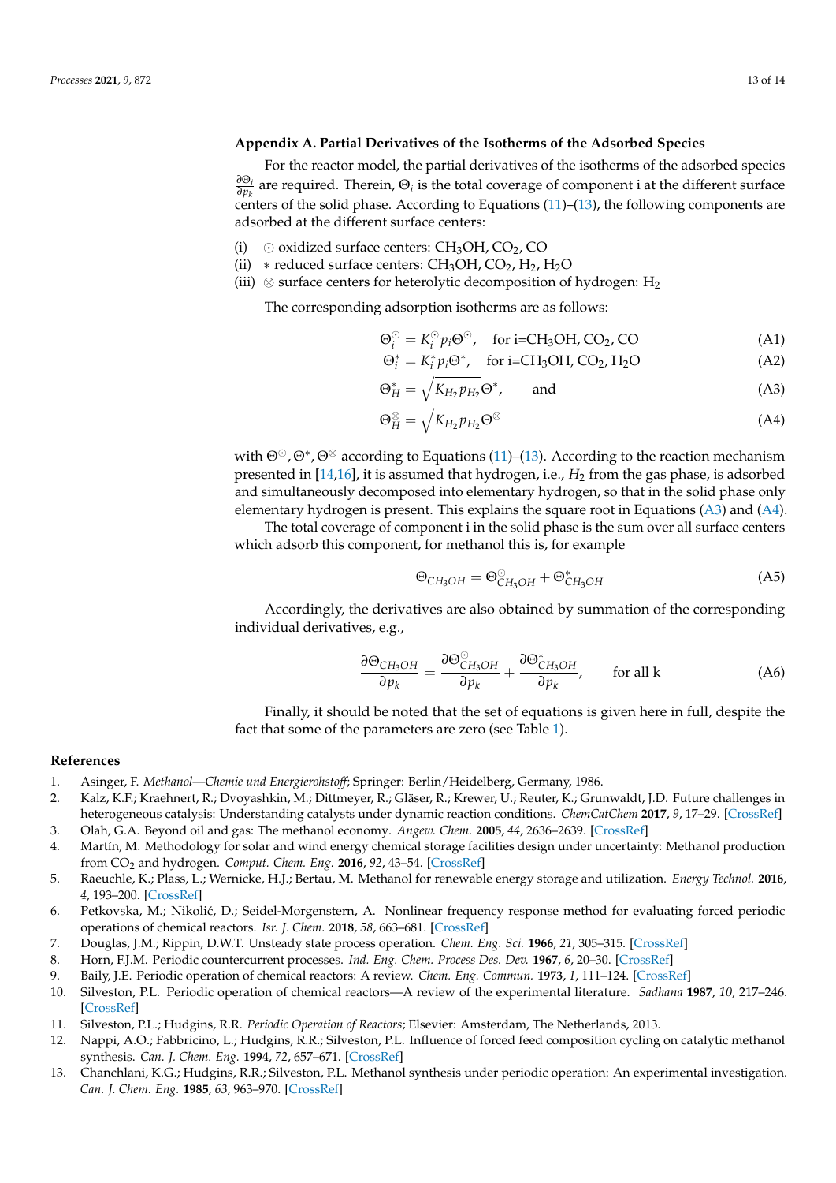## Appendix A. Partial Derivatives of the Isotherms of the Adsorbed Species

For the reactor model, the partial derivatives of the isotherms of the adsorbed species $\frac{\partial \Theta_i}{\partial p_k}$ are required. Therein, $\Theta_i$ is the total coverage of component i at the different surface centers of the solid phase. According to Equations (11)–(13), the following components are adsorbed at the different surface centers:

(i) $\odot$ oxidized surface centers: $CH_3OH$, $CO_2$, CO
(ii) $*$ reduced surface centers: $CH_3OH$, $CO_2$, $H_2$, $H_2O$
(iii) $\otimes$ surface centers for heterolytic decomposition of hydrogen: $H_2$

The corresponding adsorption isotherms are as follows:

$$\Theta_i^{\odot} = K_i^{\odot} p_i \Theta^{\odot}, \quad \text{for i=CH}_3\text{OH, CO}_2\text{, CO} \tag{A1}$$

$$\Theta_i^{*} = K_i^{*} p_i \Theta^{*}, \quad \text{for i=CH}_3\text{OH, CO}_2\text{, H}_2\text{O} \tag{A2}$$

$$\Theta_H^{*} = \sqrt{K_{H_2} p_{H_2}} \Theta^{*}, \quad \text{and} \tag{A3}$$

$$\Theta_H^{\otimes} = \sqrt{K_{H_2} p_{H_2}} \Theta^{\otimes} \tag{A4}$$

with $\Theta^{\odot}, \Theta^{*}, \Theta^{\otimes}$ according to Equations (11)–(13). According to the reaction mechanism presented in [14,16], it is assumed that hydrogen, i.e., $H_2$ from the gas phase, is adsorbed and simultaneously decomposed into elementary hydrogen, so that in the solid phase only elementary hydrogen is present. This explains the square root in Equations (A3) and (A4).

The total coverage of component i in the solid phase is the sum over all surface centers which adsorb this component, for methanol this is, for example

$$\Theta_{CH_3OH} = \Theta_{CH_3OH}^{\odot} + \Theta_{CH_3OH}^{*} \tag{A5}$$

Accordingly, the derivatives are also obtained by summation of the corresponding individual derivatives, e.g.,

$$\frac{\partial \Theta_{CH_3OH}}{\partial p_k} = \frac{\partial \Theta_{CH_3OH}^{\odot}}{\partial p_k} + \frac{\partial \Theta_{CH_3OH}^{*}}{\partial p_k}, \qquad \text{for all k} \tag{A6}$$

Finally, it should be noted that the set of equations is given here in full, despite the fact that some of the parameters are zero (see Table 1).

## References

1. Asinger, F. *Methanol—Chemie und Energierohstoff*; Springer: Berlin/Heidelberg, Germany, 1986.
2. Kalz, K.F.; Kraehnert, R.; Dvoyashkin, M.; Dittmeyer, R.; Gläser, R.; Krewer, U.; Reuter, K.; Grunwaldt, J.D. Future challenges in heterogeneous catalysis: Understanding catalysts under dynamic reaction conditions. *ChemCatChem* **2017**, *9*, 17–29. [CrossRef]
3. Olah, G.A. Beyond oil and gas: The methanol economy. *Angew. Chem.* **2005**, *44*, 2636–2639. [CrossRef]
4. Martín, M. Methodology for solar and wind energy chemical storage facilities design under uncertainty: Methanol production from $CO_2$ and hydrogen. *Comput. Chem. Eng.* **2016**, *92*, 43–54. [CrossRef]
5. Raeuchle, K.; Plass, L.; Wernicke, H.J.; Bertau, M. Methanol for renewable energy storage and utilization. *Energy Technol.* **2016**, *4*, 193–200. [CrossRef]
6. Petkovska, M.; Nikolić, D.; Seidel-Morgenstern, A. Nonlinear frequency response method for evaluating forced periodic operations of chemical reactors. *Isr. J. Chem.* **2018**, *58*, 663–681. [CrossRef]
7. Douglas, J.M.; Rippin, D.W.T. Unsteady state process operation. *Chem. Eng. Sci.* **1966**, *21*, 305–315. [CrossRef]
8. Horn, F.J.M. Periodic countercurrent processes. *Ind. Eng. Chem. Process Des. Dev.* **1967**, *6*, 20–30. [CrossRef]
9. Baily, J.E. Periodic operation of chemical reactors: A review. *Chem. Eng. Commun.* **1973**, *1*, 111–124. [CrossRef]
10. Silveston, P.L. Periodic operation of chemical reactors—A review of the experimental literature. *Sadhana* **1987**, *10*, 217–246. [CrossRef]
11. Silveston, P.L.; Hudgins, R.R. *Periodic Operation of Reactors*; Elsevier: Amsterdam, The Netherlands, 2013.
12. Nappi, A.O.; Fabbricino, L.; Hudgins, R.R.; Silveston, P.L. Influence of forced feed composition cycling on catalytic methanol synthesis. *Can. J. Chem. Eng.* **1994**, *72*, 657–671. [CrossRef]
13. Chanchlani, K.G.; Hudgins, R.R.; Silveston, P.L. Methanol synthesis under periodic operation: An experimental investigation. *Can. J. Chem. Eng.* **1985**, *63*, 963–970. [CrossRef]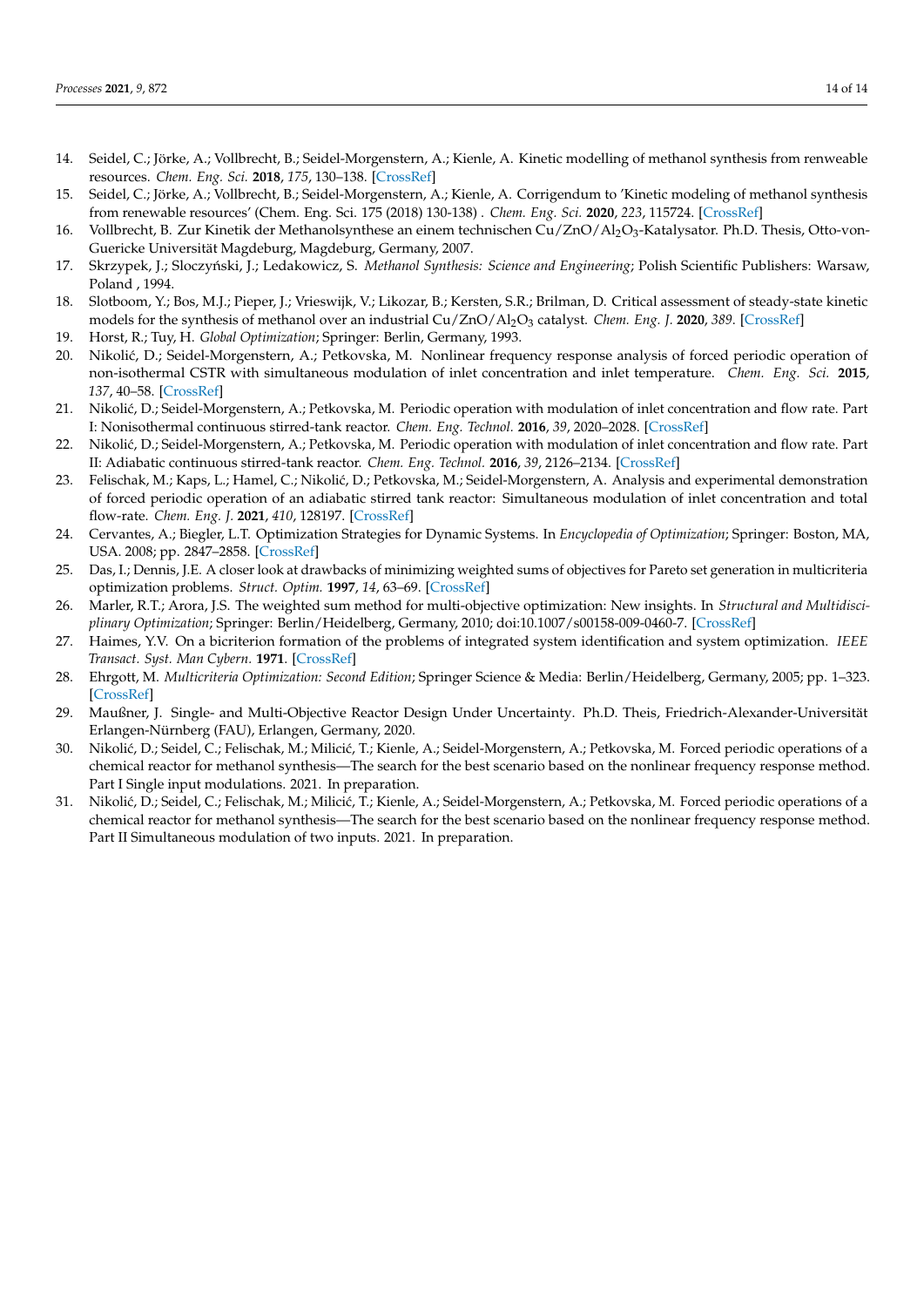14. Seidel, C.; Jörke, A.; Vollbrecht, B.; Seidel-Morgenstern, A.; Kienle, A. Kinetic modelling of methanol synthesis from renweable resources. *Chem. Eng. Sci.* **2018**, *175*, 130–138. [CrossRef]
15. Seidel, C.; Jörke, A.; Vollbrecht, B.; Seidel-Morgenstern, A.; Kienle, A. Corrigendum to 'Kinetic modeling of methanol synthesis from renewable resources' (Chem. Eng. Sci. 175 (2018) 130-138) . *Chem. Eng. Sci.* **2020**, *223*, 115724. [CrossRef]
16. Vollbrecht, B. Zur Kinetik der Methanolsynthese an einem technischen $Cu/ZnO/Al_2O_3$-Katalysator. Ph.D. Thesis, Otto-von-Guericke Universität Magdeburg, Magdeburg, Germany, 2007.
17. Skrzypek, J.; Sloczyński, J.; Ledakowicz, S. *Methanol Synthesis: Science and Engineering*; Polish Scientific Publishers: Warsaw, Poland , 1994.
18. Slotboom, Y.; Bos, M.J.; Pieper, J.; Vrieswijk, V.; Likozar, B.; Kersten, S.R.; Brilman, D. Critical assessment of steady-state kinetic models for the synthesis of methanol over an industrial $Cu/ZnO/Al_2O_3$ catalyst. *Chem. Eng. J.* **2020**, *389*. [CrossRef]
19. Horst, R.; Tuy, H. *Global Optimization*; Springer: Berlin, Germany, 1993.
20. Nikolić, D.; Seidel-Morgenstern, A.; Petkovska, M. Nonlinear frequency response analysis of forced periodic operation of non-isothermal CSTR with simultaneous modulation of inlet concentration and inlet temperature. *Chem. Eng. Sci.* **2015**, *137*, 40–58. [CrossRef]
21. Nikolić, D.; Seidel-Morgenstern, A.; Petkovska, M. Periodic operation with modulation of inlet concentration and flow rate. Part I: Nonisothermal continuous stirred-tank reactor. *Chem. Eng. Technol.* **2016**, *39*, 2020–2028. [CrossRef]
22. Nikolić, D.; Seidel-Morgenstern, A.; Petkovska, M. Periodic operation with modulation of inlet concentration and flow rate. Part II: Adiabatic continuous stirred-tank reactor. *Chem. Eng. Technol.* **2016**, *39*, 2126–2134. [CrossRef]
23. Felischak, M.; Kaps, L.; Hamel, C.; Nikolić, D.; Petkovska, M.; Seidel-Morgenstern, A. Analysis and experimental demonstration of forced periodic operation of an adiabatic stirred tank reactor: Simultaneous modulation of inlet concentration and total flow-rate. *Chem. Eng. J.* **2021**, *410*, 128197. [CrossRef]
24. Cervantes, A.; Biegler, L.T. Optimization Strategies for Dynamic Systems. In *Encyclopedia of Optimization*; Springer: Boston, MA, USA. 2008; pp. 2847–2858. [CrossRef]
25. Das, I.; Dennis, J.E. A closer look at drawbacks of minimizing weighted sums of objectives for Pareto set generation in multicriteria optimization problems. *Struct. Optim.* **1997**, *14*, 63–69. [CrossRef]
26. Marler, R.T.; Arora, J.S. The weighted sum method for multi-objective optimization: New insights. In *Structural and Multidisciplinary Optimization*; Springer: Berlin/Heidelberg, Germany, 2010; doi:10.1007/s00158-009-0460-7. [CrossRef]
27. Haimes, Y.V. On a bicriterion formation of the problems of integrated system identification and system optimization. *IEEE Transact. Syst. Man Cybern.* **1971**. [CrossRef]
28. Ehrgott, M. *Multicriteria Optimization: Second Edition*; Springer Science & Media: Berlin/Heidelberg, Germany, 2005; pp. 1–323. [CrossRef]
29. Maußner, J. Single- and Multi-Objective Reactor Design Under Uncertainty. Ph.D. Theis, Friedrich-Alexander-Universität Erlangen-Nürnberg (FAU), Erlangen, Germany, 2020.
30. Nikolić, D.; Seidel, C.; Felischak, M.; Milicić, T.; Kienle, A.; Seidel-Morgenstern, A.; Petkovska, M. Forced periodic operations of a chemical reactor for methanol synthesis—The search for the best scenario based on the nonlinear frequency response method. Part I Single input modulations. 2021. In preparation.
31. Nikolić, D.; Seidel, C.; Felischak, M.; Milicić, T.; Kienle, A.; Seidel-Morgenstern, A.; Petkovska, M. Forced periodic operations of a chemical reactor for methanol synthesis—The search for the best scenario based on the nonlinear frequency response method. Part II Simultaneous modulation of two inputs. 2021. In preparation.